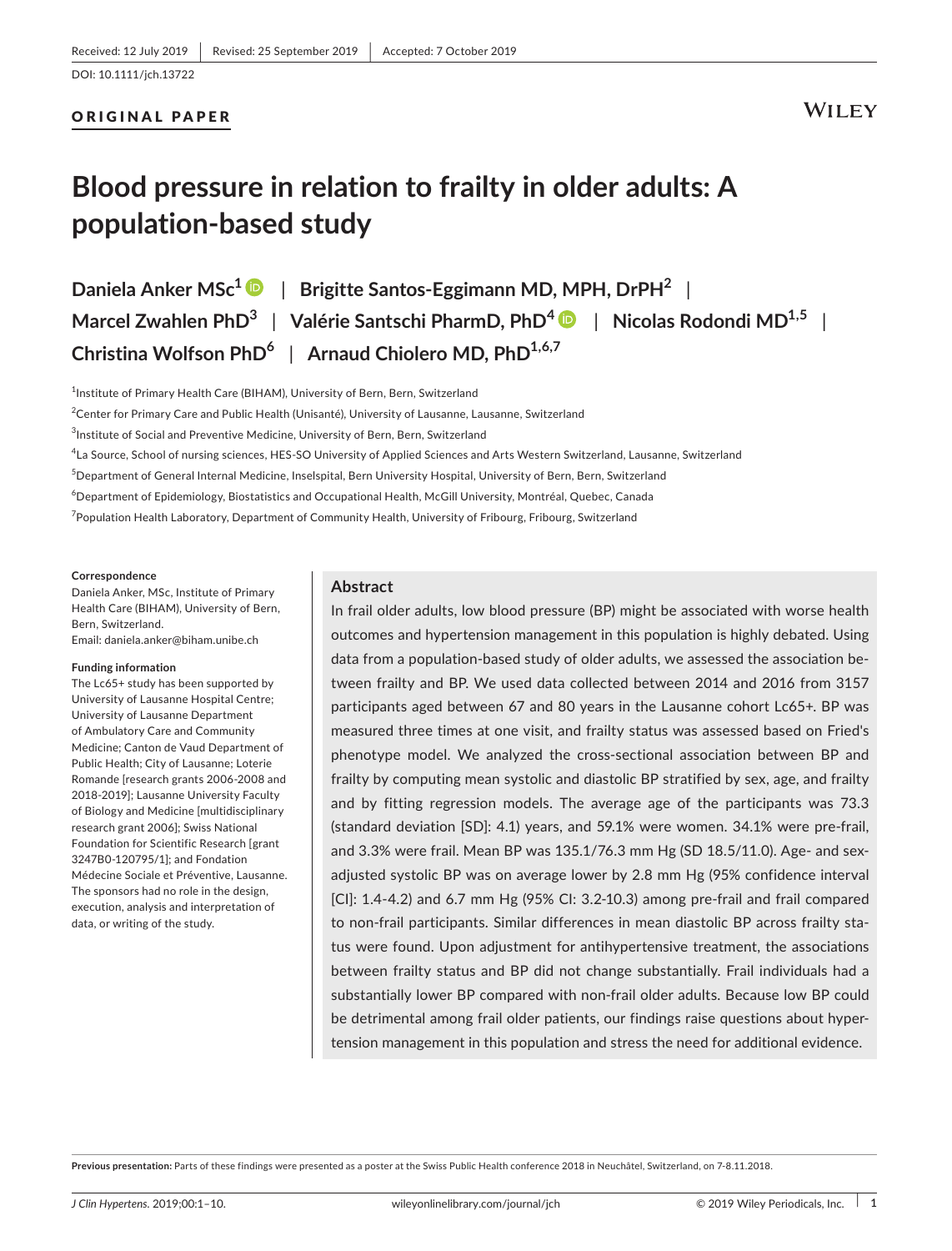Received: 12 July 2019 | Revised: 25 September 2019 | Accepted: 7 October 2019

DOI: 10.1111/jch.13722

ORIGINAL PAPER

# Blood pressure in relation to frailty in older adults: A population-based study

Daniela Anker MSc[1] | Brigitte Santos-Eggimann MD, MPH, DrPH[2] | Marcel Zwahlen PhD[3] | Valérie Santschi PharmD, PhD[4] | Nicolas Rodondi MD[1,5] | Christina Wolfson PhD[6] | Arnaud Chiolero MD, PhD[1,6,7]

[1]Institute of Primary Health Care (BIHAM), University of Bern, Bern, Switzerland

[2]Center for Primary Care and Public Health (Unisanté), University of Lausanne, Lausanne, Switzerland

[3]Institute of Social and Preventive Medicine, University of Bern, Bern, Switzerland

[4]La Source, School of nursing sciences, HES-SO University of Applied Sciences and Arts Western Switzerland, Lausanne, Switzerland

[5]Department of General Internal Medicine, Inselspital, Bern University Hospital, University of Bern, Bern, Switzerland

[6]Department of Epidemiology, Biostatistics and Occupational Health, McGill University, Montréal, Quebec, Canada

[7]Population Health Laboratory, Department of Community Health, University of Fribourg, Fribourg, Switzerland

**Correspondence**

Daniela Anker, MSc, Institute of Primary Health Care (BIHAM), University of Bern, Bern, Switzerland.
Email: daniela.anker@biham.unibe.ch

**Funding information**

The Lc65+ study has been supported by University of Lausanne Hospital Centre; University of Lausanne Department of Ambulatory Care and Community Medicine; Canton de Vaud Department of Public Health; City of Lausanne; Loterie Romande [research grants 2006-2008 and 2018-2019]; Lausanne University Faculty of Biology and Medicine [multidisciplinary research grant 2006]; Swiss National Foundation for Scientific Research [grant 3247B0-120795/1]; and Fondation Médecine Sociale et Préventive, Lausanne. The sponsors had no role in the design, execution, analysis and interpretation of data, or writing of the study.

## Abstract

In frail older adults, low blood pressure (BP) might be associated with worse health outcomes and hypertension management in this population is highly debated. Using data from a population-based study of older adults, we assessed the association between frailty and BP. We used data collected between 2014 and 2016 from 3157 participants aged between 67 and 80 years in the Lausanne cohort Lc65+. BP was measured three times at one visit, and frailty status was assessed based on Fried's phenotype model. We analyzed the cross-sectional association between BP and frailty by computing mean systolic and diastolic BP stratified by sex, age, and frailty and by fitting regression models. The average age of the participants was 73.3 (standard deviation [SD]: 4.1) years, and 59.1% were women. 34.1% were pre-frail, and 3.3% were frail. Mean BP was 135.1/76.3 mm Hg (SD 18.5/11.0). Age- and sex-adjusted systolic BP was on average lower by 2.8 mm Hg (95% confidence interval [CI]: 1.4-4.2) and 6.7 mm Hg (95% CI: 3.2-10.3) among pre-frail and frail compared to non-frail participants. Similar differences in mean diastolic BP across frailty status were found. Upon adjustment for antihypertensive treatment, the associations between frailty status and BP did not change substantially. Frail individuals had a substantially lower BP compared with non-frail older adults. Because low BP could be detrimental among frail older patients, our findings raise questions about hypertension management in this population and stress the need for additional evidence.

**Previous presentation:** Parts of these findings were presented as a poster at the Swiss Public Health conference 2018 in Neuchâtel, Switzerland, on 7-8.11.2018.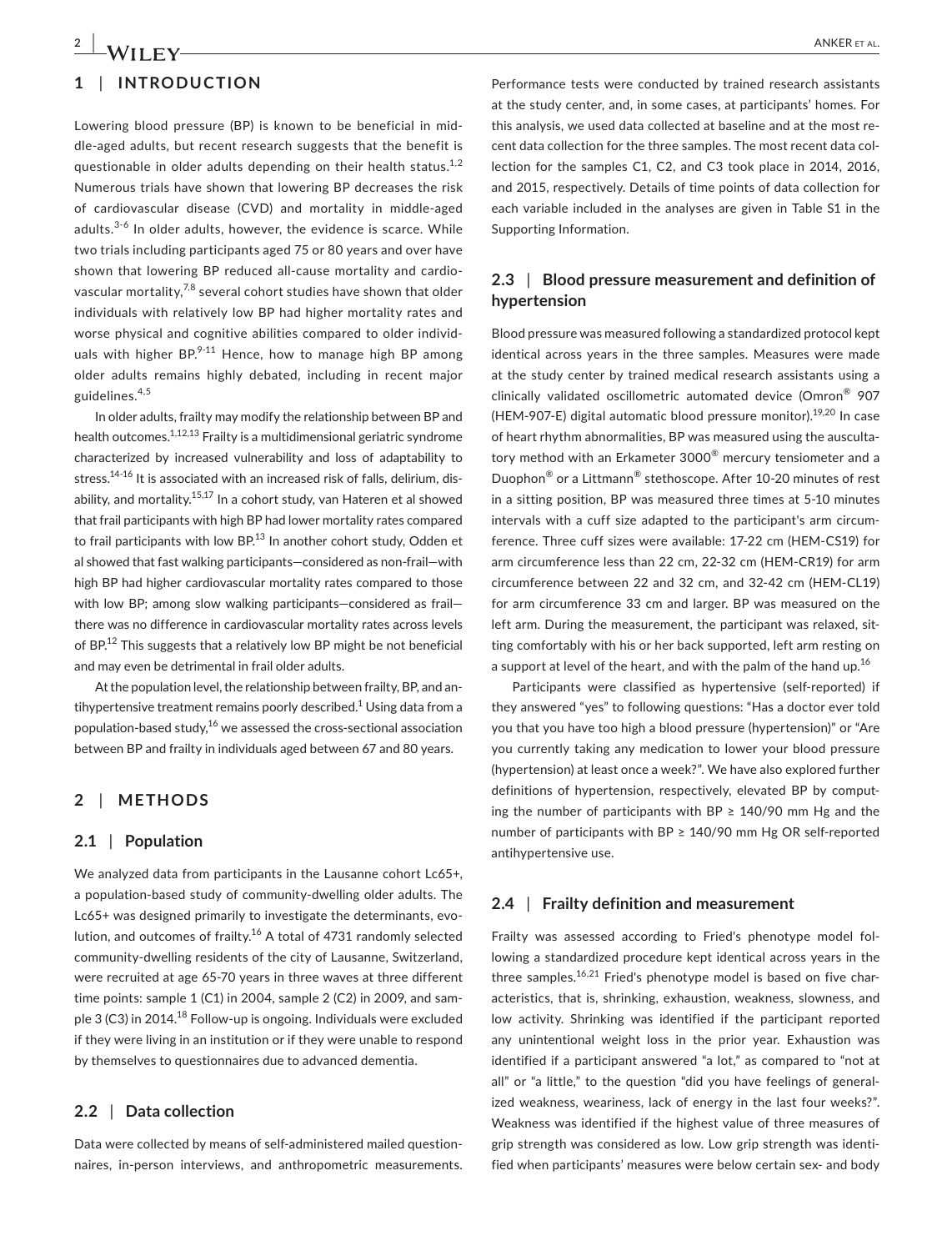## 1 | INTRODUCTION

Lowering blood pressure (BP) is known to be beneficial in middle-aged adults, but recent research suggests that the benefit is questionable in older adults depending on their health status.[1,2] Numerous trials have shown that lowering BP decreases the risk of cardiovascular disease (CVD) and mortality in middle-aged adults.[3-6] In older adults, however, the evidence is scarce. While two trials including participants aged 75 or 80 years and over have shown that lowering BP reduced all-cause mortality and cardiovascular mortality,[7,8] several cohort studies have shown that older individuals with relatively low BP had higher mortality rates and worse physical and cognitive abilities compared to older individuals with higher BP.[9-11] Hence, how to manage high BP among older adults remains highly debated, including in recent major guidelines.[4,5]

In older adults, frailty may modify the relationship between BP and health outcomes.[1,12,13] Frailty is a multidimensional geriatric syndrome characterized by increased vulnerability and loss of adaptability to stress.[14-16] It is associated with an increased risk of falls, delirium, disability, and mortality.[15,17] In a cohort study, van Hateren et al showed that frail participants with high BP had lower mortality rates compared to frail participants with low BP.[13] In another cohort study, Odden et al showed that fast walking participants—considered as non-frail—with high BP had higher cardiovascular mortality rates compared to those with low BP; among slow walking participants—considered as frail—there was no difference in cardiovascular mortality rates across levels of BP.[12] This suggests that a relatively low BP might be not beneficial and may even be detrimental in frail older adults.

At the population level, the relationship between frailty, BP, and antihypertensive treatment remains poorly described.[1] Using data from a population-based study,[16] we assessed the cross-sectional association between BP and frailty in individuals aged between 67 and 80 years.

## 2 | METHODS

### 2.1 | Population

We analyzed data from participants in the Lausanne cohort Lc65+, a population-based study of community-dwelling older adults. The Lc65+ was designed primarily to investigate the determinants, evolution, and outcomes of frailty.[16] A total of 4731 randomly selected community-dwelling residents of the city of Lausanne, Switzerland, were recruited at age 65-70 years in three waves at three different time points: sample 1 (C1) in 2004, sample 2 (C2) in 2009, and sample 3 (C3) in 2014.[18] Follow-up is ongoing. Individuals were excluded if they were living in an institution or if they were unable to respond by themselves to questionnaires due to advanced dementia.

### 2.2 | Data collection

Data were collected by means of self-administered mailed questionnaires, in-person interviews, and anthropometric measurements. Performance tests were conducted by trained research assistants at the study center, and, in some cases, at participants' homes. For this analysis, we used data collected at baseline and at the most recent data collection for the three samples. The most recent data collection for the samples C1, C2, and C3 took place in 2014, 2016, and 2015, respectively. Details of time points of data collection for each variable included in the analyses are given in Table S1 in the Supporting Information.

### 2.3 | Blood pressure measurement and definition of hypertension

Blood pressure was measured following a standardized protocol kept identical across years in the three samples. Measures were made at the study center by trained medical research assistants using a clinically validated oscillometric automated device (Omron® 907 (HEM-907-E) digital automatic blood pressure monitor).[19,20] In case of heart rhythm abnormalities, BP was measured using the auscultatory method with an Erkameter 3000® mercury tensiometer and a Duophon® or a Littmann® stethoscope. After 10-20 minutes of rest in a sitting position, BP was measured three times at 5-10 minutes intervals with a cuff size adapted to the participant's arm circumference. Three cuff sizes were available: 17-22 cm (HEM-CS19) for arm circumference less than 22 cm, 22-32 cm (HEM-CR19) for arm circumference between 22 and 32 cm, and 32-42 cm (HEM-CL19) for arm circumference 33 cm and larger. BP was measured on the left arm. During the measurement, the participant was relaxed, sitting comfortably with his or her back supported, left arm resting on a support at level of the heart, and with the palm of the hand up.[16]

Participants were classified as hypertensive (self-reported) if they answered "yes" to following questions: "Has a doctor ever told you that you have too high a blood pressure (hypertension)" or "Are you currently taking any medication to lower your blood pressure (hypertension) at least once a week?". We have also explored further definitions of hypertension, respectively, elevated BP by computing the number of participants with BP ≥ 140/90 mm Hg and the number of participants with BP ≥ 140/90 mm Hg OR self-reported antihypertensive use.

### 2.4 | Frailty definition and measurement

Frailty was assessed according to Fried's phenotype model following a standardized procedure kept identical across years in the three samples.[16,21] Fried's phenotype model is based on five characteristics, that is, shrinking, exhaustion, weakness, slowness, and low activity. Shrinking was identified if the participant reported any unintentional weight loss in the prior year. Exhaustion was identified if a participant answered "a lot," as compared to "not at all" or "a little," to the question "did you have feelings of generalized weakness, weariness, lack of energy in the last four weeks?". Weakness was identified if the highest value of three measures of grip strength was considered as low. Low grip strength was identified when participants' measures were below certain sex- and body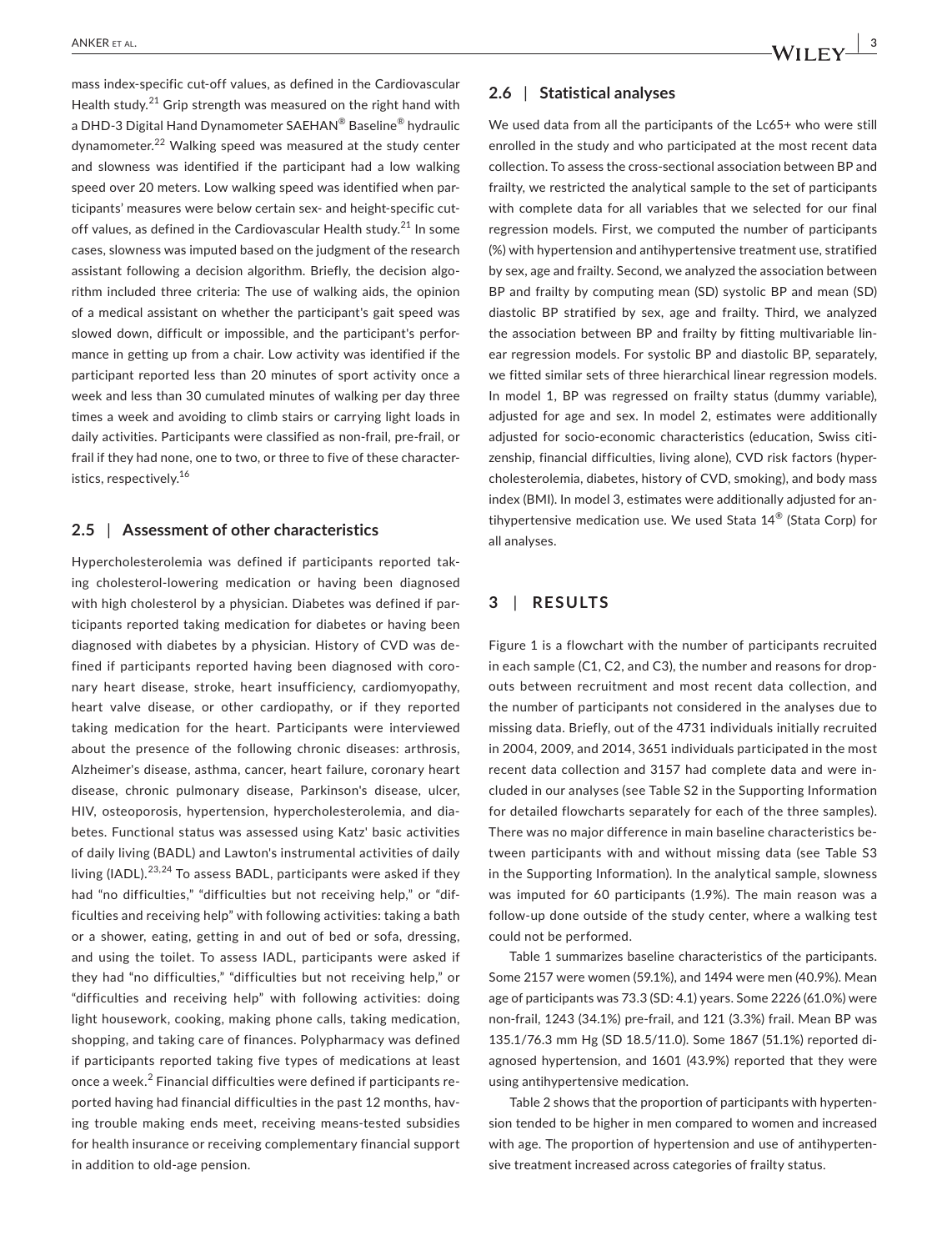mass index-specific cut-off values, as defined in the Cardiovascular Health study.[21] Grip strength was measured on the right hand with a DHD-3 Digital Hand Dynamometer SAEHAN® Baseline® hydraulic dynamometer.[22] Walking speed was measured at the study center and slowness was identified if the participant had a low walking speed over 20 meters. Low walking speed was identified when participants' measures were below certain sex- and height-specific cut-off values, as defined in the Cardiovascular Health study.[21] In some cases, slowness was imputed based on the judgment of the research assistant following a decision algorithm. Briefly, the decision algorithm included three criteria: The use of walking aids, the opinion of a medical assistant on whether the participant's gait speed was slowed down, difficult or impossible, and the participant's performance in getting up from a chair. Low activity was identified if the participant reported less than 20 minutes of sport activity once a week and less than 30 cumulated minutes of walking per day three times a week and avoiding to climb stairs or carrying light loads in daily activities. Participants were classified as non-frail, pre-frail, or frail if they had none, one to two, or three to five of these characteristics, respectively.[16]

### 2.5 | Assessment of other characteristics

Hypercholesterolemia was defined if participants reported taking cholesterol-lowering medication or having been diagnosed with high cholesterol by a physician. Diabetes was defined if participants reported taking medication for diabetes or having been diagnosed with diabetes by a physician. History of CVD was defined if participants reported having been diagnosed with coronary heart disease, stroke, heart insufficiency, cardiomyopathy, heart valve disease, or other cardiopathy, or if they reported taking medication for the heart. Participants were interviewed about the presence of the following chronic diseases: arthrosis, Alzheimer's disease, asthma, cancer, heart failure, coronary heart disease, chronic pulmonary disease, Parkinson's disease, ulcer, HIV, osteoporosis, hypertension, hypercholesterolemia, and diabetes. Functional status was assessed using Katz' basic activities of daily living (BADL) and Lawton's instrumental activities of daily living (IADL).[23,24] To assess BADL, participants were asked if they had "no difficulties," "difficulties but not receiving help," or "difficulties and receiving help" with following activities: taking a bath or a shower, eating, getting in and out of bed or sofa, dressing, and using the toilet. To assess IADL, participants were asked if they had "no difficulties," "difficulties but not receiving help," or "difficulties and receiving help" with following activities: doing light housework, cooking, making phone calls, taking medication, shopping, and taking care of finances. Polypharmacy was defined if participants reported taking five types of medications at least once a week.[2] Financial difficulties were defined if participants reported having had financial difficulties in the past 12 months, having trouble making ends meet, receiving means-tested subsidies for health insurance or receiving complementary financial support in addition to old-age pension.

### 2.6 | Statistical analyses

We used data from all the participants of the Lc65+ who were still enrolled in the study and who participated at the most recent data collection. To assess the cross-sectional association between BP and frailty, we restricted the analytical sample to the set of participants with complete data for all variables that we selected for our final regression models. First, we computed the number of participants (%) with hypertension and antihypertensive treatment use, stratified by sex, age and frailty. Second, we analyzed the association between BP and frailty by computing mean (SD) systolic BP and mean (SD) diastolic BP stratified by sex, age and frailty. Third, we analyzed the association between BP and frailty by fitting multivariable linear regression models. For systolic BP and diastolic BP, separately, we fitted similar sets of three hierarchical linear regression models. In model 1, BP was regressed on frailty status (dummy variable), adjusted for age and sex. In model 2, estimates were additionally adjusted for socio-economic characteristics (education, Swiss citizenship, financial difficulties, living alone), CVD risk factors (hypercholesterolemia, diabetes, history of CVD, smoking), and body mass index (BMI). In model 3, estimates were additionally adjusted for antihypertensive medication use. We used Stata 14® (Stata Corp) for all analyses.

## 3 | RESULTS

Figure 1 is a flowchart with the number of participants recruited in each sample (C1, C2, and C3), the number and reasons for dropouts between recruitment and most recent data collection, and the number of participants not considered in the analyses due to missing data. Briefly, out of the 4731 individuals initially recruited in 2004, 2009, and 2014, 3651 individuals participated in the most recent data collection and 3157 had complete data and were included in our analyses (see Table S2 in the Supporting Information for detailed flowcharts separately for each of the three samples). There was no major difference in main baseline characteristics between participants with and without missing data (see Table S3 in the Supporting Information). In the analytical sample, slowness was imputed for 60 participants (1.9%). The main reason was a follow-up done outside of the study center, where a walking test could not be performed.

Table 1 summarizes baseline characteristics of the participants. Some 2157 were women (59.1%), and 1494 were men (40.9%). Mean age of participants was 73.3 (SD: 4.1) years. Some 2226 (61.0%) were non-frail, 1243 (34.1%) pre-frail, and 121 (3.3%) frail. Mean BP was 135.1/76.3 mm Hg (SD 18.5/11.0). Some 1867 (51.1%) reported diagnosed hypertension, and 1601 (43.9%) reported that they were using antihypertensive medication.

Table 2 shows that the proportion of participants with hypertension tended to be higher in men compared to women and increased with age. The proportion of hypertension and use of antihypertensive treatment increased across categories of frailty status.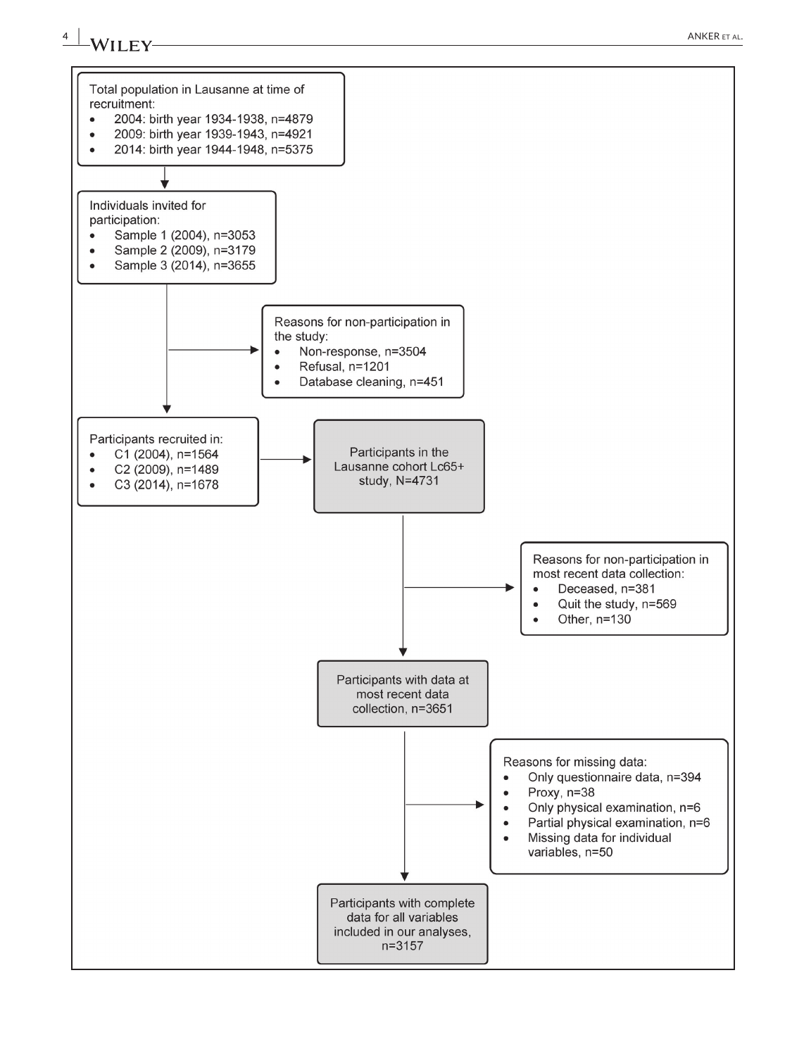Total population in Lausanne at time of recruitment:

- 2004: birth year 1934-1938, n=4879
- 2009: birth year 1939-1943, n=4921
- 2014: birth year 1944-1948, n=5375

↓

Individuals invited for participation:

- Sample 1 (2004), n=3053
- Sample 2 (2009), n=3179
- Sample 3 (2014), n=3655

→ Reasons for non-participation in the study:

- Non-response, n=3504
- Refusal, n=1201
- Database cleaning, n=451

↓

Participants recruited in:

- C1 (2004), n=1564
- C2 (2009), n=1489
- C3 (2014), n=1678

→ Participants in the Lausanne cohort Lc65+ study, N=4731

→ Reasons for non-participation in most recent data collection:

- Deceased, n=381
- Quit the study, n=569
- Other, n=130

↓

Participants with data at most recent data collection, n=3651

→ Reasons for missing data:

- Only questionnaire data, n=394
- Proxy, n=38
- Only physical examination, n=6
- Partial physical examination, n=6
- Missing data for individual variables, n=50

↓

Participants with complete data for all variables included in our analyses, n=3157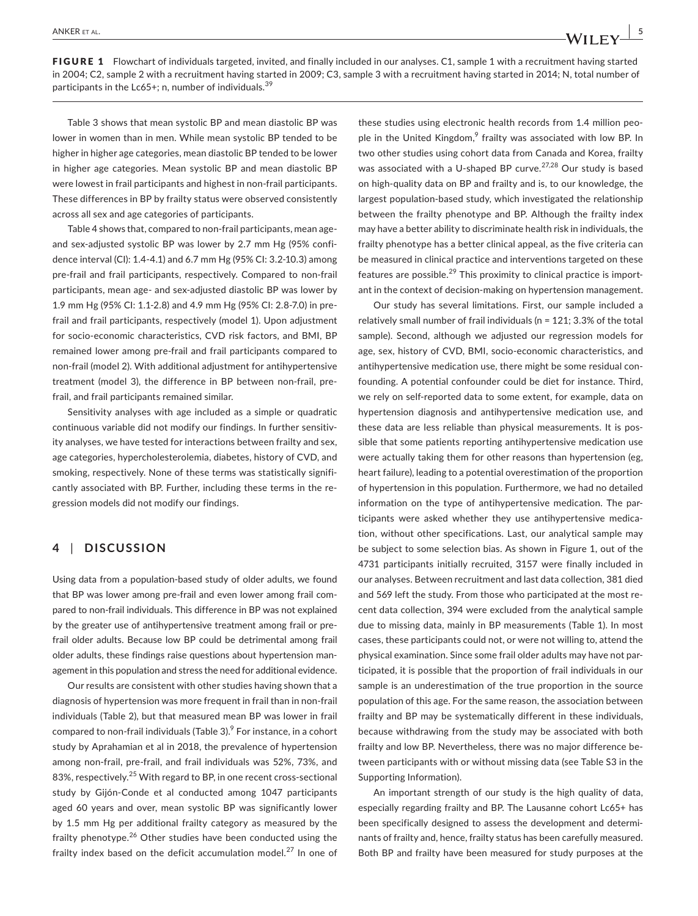**FIGURE 1** Flowchart of individuals targeted, invited, and finally included in our analyses. C1, sample 1 with a recruitment having started in 2004; C2, sample 2 with a recruitment having started in 2009; C3, sample 3 with a recruitment having started in 2014; N, total number of participants in the Lc65+; n, number of individuals.[39]

Table 3 shows that mean systolic BP and mean diastolic BP was lower in women than in men. While mean systolic BP tended to be higher in higher age categories, mean diastolic BP tended to be lower in higher age categories. Mean systolic BP and mean diastolic BP were lowest in frail participants and highest in non-frail participants. These differences in BP by frailty status were observed consistently across all sex and age categories of participants.

Table 4 shows that, compared to non-frail participants, mean age- and sex-adjusted systolic BP was lower by 2.7 mm Hg (95% confidence interval (CI): 1.4-4.1) and 6.7 mm Hg (95% CI: 3.2-10.3) among pre-frail and frail participants, respectively. Compared to non-frail participants, mean age- and sex-adjusted diastolic BP was lower by 1.9 mm Hg (95% CI: 1.1-2.8) and 4.9 mm Hg (95% CI: 2.8-7.0) in pre-frail and frail participants, respectively (model 1). Upon adjustment for socio-economic characteristics, CVD risk factors, and BMI, BP remained lower among pre-frail and frail participants compared to non-frail (model 2). With additional adjustment for antihypertensive treatment (model 3), the difference in BP between non-frail, pre-frail, and frail participants remained similar.

Sensitivity analyses with age included as a simple or quadratic continuous variable did not modify our findings. In further sensitivity analyses, we have tested for interactions between frailty and sex, age categories, hypercholesterolemia, diabetes, history of CVD, and smoking, respectively. None of these terms was statistically significantly associated with BP. Further, including these terms in the regression models did not modify our findings.

## 4 | DISCUSSION

Using data from a population-based study of older adults, we found that BP was lower among pre-frail and even lower among frail compared to non-frail individuals. This difference in BP was not explained by the greater use of antihypertensive treatment among frail or pre-frail older adults. Because low BP could be detrimental among frail older adults, these findings raise questions about hypertension management in this population and stress the need for additional evidence.

Our results are consistent with other studies having shown that a diagnosis of hypertension was more frequent in frail than in non-frail individuals (Table 2), but that measured mean BP was lower in frail compared to non-frail individuals (Table 3).[9] For instance, in a cohort study by Aprahamian et al in 2018, the prevalence of hypertension among non-frail, pre-frail, and frail individuals was 52%, 73%, and 83%, respectively.[25] With regard to BP, in one recent cross-sectional study by Gijón-Conde et al conducted among 1047 participants aged 60 years and over, mean systolic BP was significantly lower by 1.5 mm Hg per additional frailty category as measured by the frailty phenotype.[26] Other studies have been conducted using the frailty index based on the deficit accumulation model.[27] In one of these studies using electronic health records from 1.4 million people in the United Kingdom,[9] frailty was associated with low BP. In two other studies using cohort data from Canada and Korea, frailty was associated with a U-shaped BP curve.[27,28] Our study is based on high-quality data on BP and frailty and is, to our knowledge, the largest population-based study, which investigated the relationship between the frailty phenotype and BP. Although the frailty index may have a better ability to discriminate health risk in individuals, the frailty phenotype has a better clinical appeal, as the five criteria can be measured in clinical practice and interventions targeted on these features are possible.[29] This proximity to clinical practice is important in the context of decision-making on hypertension management.

Our study has several limitations. First, our sample included a relatively small number of frail individuals (n = 121; 3.3% of the total sample). Second, although we adjusted our regression models for age, sex, history of CVD, BMI, socio-economic characteristics, and antihypertensive medication use, there might be some residual confounding. A potential confounder could be diet for instance. Third, we rely on self-reported data to some extent, for example, data on hypertension diagnosis and antihypertensive medication use, and these data are less reliable than physical measurements. It is possible that some patients reporting antihypertensive medication use were actually taking them for other reasons than hypertension (eg, heart failure), leading to a potential overestimation of the proportion of hypertension in this population. Furthermore, we had no detailed information on the type of antihypertensive medication. The participants were asked whether they use antihypertensive medication, without other specifications. Last, our analytical sample may be subject to some selection bias. As shown in Figure 1, out of the 4731 participants initially recruited, 3157 were finally included in our analyses. Between recruitment and last data collection, 381 died and 569 left the study. From those who participated at the most recent data collection, 394 were excluded from the analytical sample due to missing data, mainly in BP measurements (Table 1). In most cases, these participants could not, or were not willing to, attend the physical examination. Since some frail older adults may have not participated, it is possible that the proportion of frail individuals in our sample is an underestimation of the true proportion in the source population of this age. For the same reason, the association between frailty and BP may be systematically different in these individuals, because withdrawing from the study may be associated with both frailty and low BP. Nevertheless, there was no major difference between participants with or without missing data (see Table S3 in the Supporting Information).

An important strength of our study is the high quality of data, especially regarding frailty and BP. The Lausanne cohort Lc65+ has been specifically designed to assess the development and determinants of frailty and, hence, frailty status has been carefully measured. Both BP and frailty have been measured for study purposes at the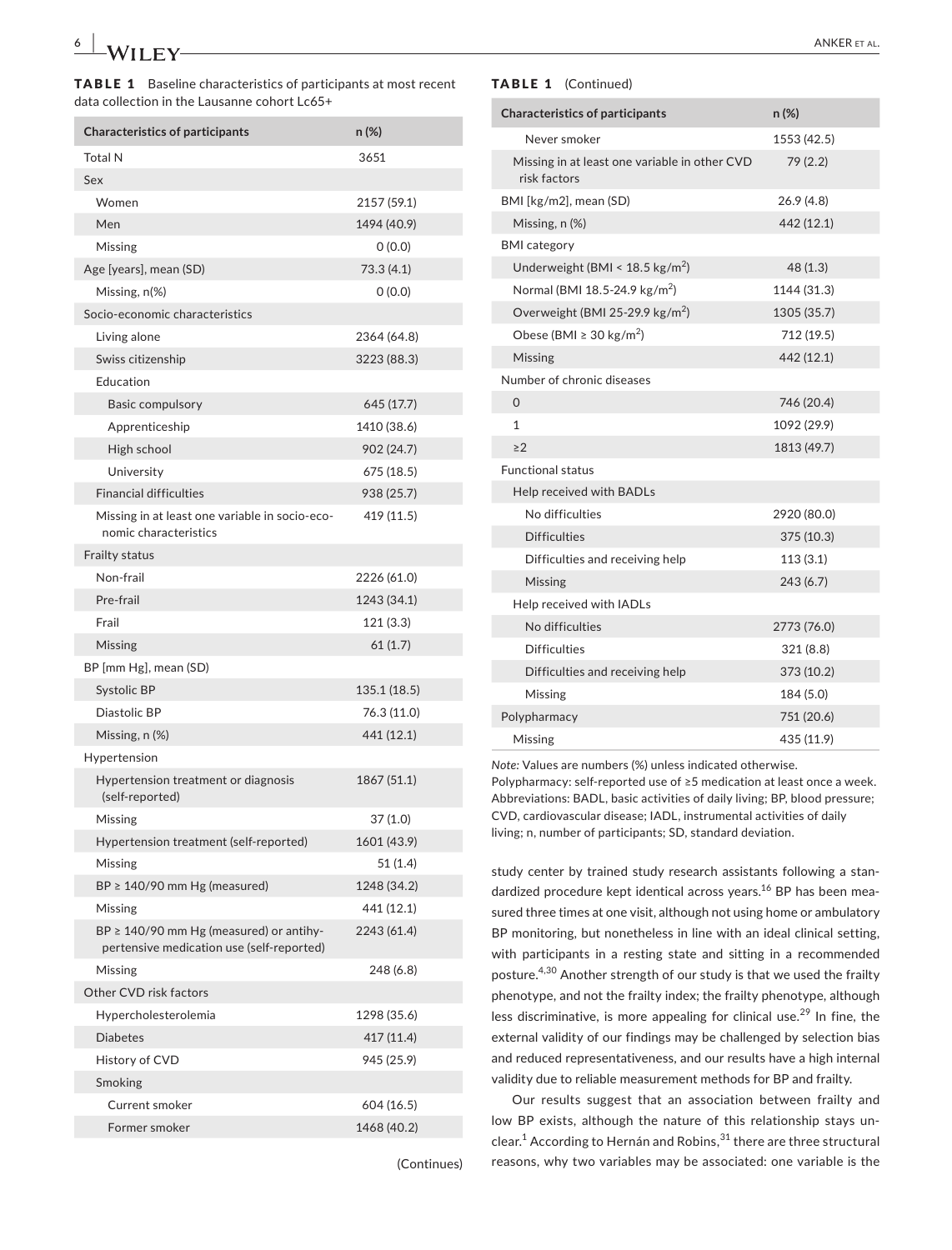**TABLE 1** Baseline characteristics of participants at most recent data collection in the Lausanne cohort Lc65+

| Characteristics of participants | n (%) |
|---|---|
| Total N | 3651 |
| Sex | |
| Women | 2157 (59.1) |
| Men | 1494 (40.9) |
| Missing | 0 (0.0) |
| Age [years], mean (SD) | 73.3 (4.1) |
| Missing, n(%) | 0 (0.0) |
| Socio-economic characteristics | |
| Living alone | 2364 (64.8) |
| Swiss citizenship | 3223 (88.3) |
| Education | |
| Basic compulsory | 645 (17.7) |
| Apprenticeship | 1410 (38.6) |
| High school | 902 (24.7) |
| University | 675 (18.5) |
| Financial difficulties | 938 (25.7) |
| Missing in at least one variable in socio-economic characteristics | 419 (11.5) |
| Frailty status | |
| Non-frail | 2226 (61.0) |
| Pre-frail | 1243 (34.1) |
| Frail | 121 (3.3) |
| Missing | 61 (1.7) |
| BP [mm Hg], mean (SD) | |
| Systolic BP | 135.1 (18.5) |
| Diastolic BP | 76.3 (11.0) |
| Missing, n (%) | 441 (12.1) |
| Hypertension | |
| Hypertension treatment or diagnosis (self-reported) | 1867 (51.1) |
| Missing | 37 (1.0) |
| Hypertension treatment (self-reported) | 1601 (43.9) |
| Missing | 51 (1.4) |
| BP ≥ 140/90 mm Hg (measured) | 1248 (34.2) |
| Missing | 441 (12.1) |
| BP ≥ 140/90 mm Hg (measured) or antihypertensive medication use (self-reported) | 2243 (61.4) |
| Missing | 248 (6.8) |
| Other CVD risk factors | |
| Hypercholesterolemia | 1298 (35.6) |
| Diabetes | 417 (11.4) |
| History of CVD | 945 (25.9) |
| Smoking | |
| Current smoker | 604 (16.5) |
| Former smoker | 1468 (40.2) |
| Never smoker | 1553 (42.5) |
| Missing in at least one variable in other CVD risk factors | 79 (2.2) |
| BMI [kg/m2], mean (SD) | 26.9 (4.8) |
| Missing, n (%) | 442 (12.1) |
| BMI category | |
| Underweight (BMI < 18.5 kg/m$^2$) | 48 (1.3) |
| Normal (BMI 18.5-24.9 kg/m$^2$) | 1144 (31.3) |
| Overweight (BMI 25-29.9 kg/m$^2$) | 1305 (35.7) |
| Obese (BMI ≥ 30 kg/m$^2$) | 712 (19.5) |
| Missing | 442 (12.1) |
| Number of chronic diseases | |
| 0 | 746 (20.4) |
| 1 | 1092 (29.9) |
| ≥2 | 1813 (49.7) |
| Functional status | |
| Help received with BADLs | |
| No difficulties | 2920 (80.0) |
| Difficulties | 375 (10.3) |
| Difficulties and receiving help | 113 (3.1) |
| Missing | 243 (6.7) |
| Help received with IADLs | |
| No difficulties | 2773 (76.0) |
| Difficulties | 321 (8.8) |
| Difficulties and receiving help | 373 (10.2) |
| Missing | 184 (5.0) |
| Polypharmacy | 751 (20.6) |
| Missing | 435 (11.9) |

*Note:* Values are numbers (%) unless indicated otherwise.
Polypharmacy: self-reported use of ≥5 medication at least once a week.
Abbreviations: BADL, basic activities of daily living; BP, blood pressure; CVD, cardiovascular disease; IADL, instrumental activities of daily living; n, number of participants; SD, standard deviation.

study center by trained study research assistants following a standardized procedure kept identical across years.[16] BP has been measured three times at one visit, although not using home or ambulatory BP monitoring, but nonetheless in line with an ideal clinical setting, with participants in a resting state and sitting in a recommended posture.[4,30] Another strength of our study is that we used the frailty phenotype, and not the frailty index; the frailty phenotype, although less discriminative, is more appealing for clinical use.[29] In fine, the external validity of our findings may be challenged by selection bias and reduced representativeness, and our results have a high internal validity due to reliable measurement methods for BP and frailty.

Our results suggest that an association between frailty and low BP exists, although the nature of this relationship stays unclear.[1] According to Hernán and Robins,[31] there are three structural reasons, why two variables may be associated: one variable is the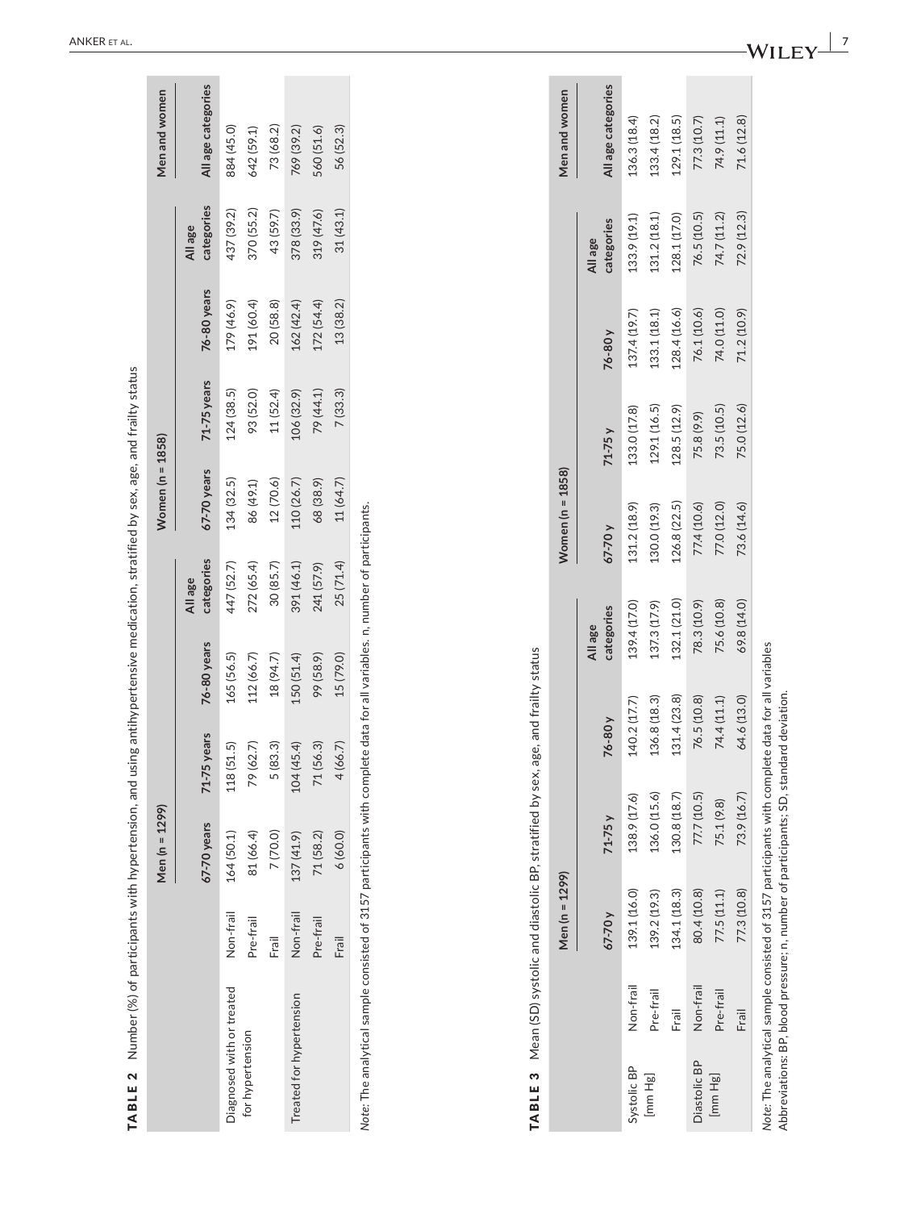**TABLE 2** Number (%) of participants with hypertension, and using antihypertensive medication, stratified by sex, age, and frailty status

| | | Men (n = 1299) | | | | Women (n = 1858) | | | | Men and women |
|---|---|---|---|---|---|---|---|---|---|---|
| | | 67-70 years | 71-75 years | 76-80 years | All age categories | 67-70 years | 71-75 years | 76-80 years | All age categories | All age categories |
| Diagnosed with or treated for hypertension | Non-frail | 164 (50.1) | 118 (51.5) | 165 (56.5) | 447 (52.7) | 134 (32.5) | 124 (38.5) | 179 (46.9) | 437 (39.2) | 884 (45.0) |
| | Pre-frail | 81 (66.4) | 79 (62.7) | 112 (66.7) | 272 (65.4) | 86 (49.1) | 93 (52.0) | 191 (60.4) | 370 (55.2) | 642 (59.1) |
| | Frail | 7 (70.0) | 5 (83.3) | 18 (94.7) | 30 (85.7) | 12 (70.6) | 11 (52.4) | 20 (58.8) | 43 (59.7) | 73 (68.2) |
| Treated for hypertension | Non-frail | 137 (41.9) | 104 (45.4) | 150 (51.4) | 391 (46.1) | 110 (26.7) | 106 (32.9) | 162 (42.4) | 378 (33.9) | 769 (39.2) |
| | Pre-frail | 71 (58.2) | 71 (56.3) | 99 (58.9) | 241 (57.9) | 68 (38.9) | 79 (44.1) | 172 (54.4) | 319 (47.6) | 560 (51.6) |
| | Frail | 6 (60.0) | 4 (66.7) | 15 (79.0) | 25 (71.4) | 11 (64.7) | 7 (33.3) | 13 (38.2) | 31 (43.1) | 56 (52.3) |

*Note*: The analytical sample consisted of 3157 participants with complete data for all variables. n, number of participants.

**TABLE 3** Mean (SD) systolic and diastolic BP, stratified by sex, age, and frailty status

| | | Men (n = 1299) | | | | Women (n = 1858) | | | | Men and women |
|---|---|---|---|---|---|---|---|---|---|---|
| | | 67-70 y | 71-75 y | 76-80 y | All age categories | 67-70 y | 71-75 y | 76-80 y | All age categories | All age categories |
| Systolic BP [mm Hg] | Non-frail | 139.1 (16.0) | 138.9 (17.6) | 140.2 (17.7) | 139.4 (17.0) | 131.2 (18.9) | 133.0 (17.8) | 137.4 (19.7) | 133.9 (19.1) | 136.3 (18.4) |
| | Pre-frail | 139.2 (19.3) | 136.0 (15.6) | 136.8 (18.3) | 137.3 (17.9) | 130.0 (19.3) | 129.1 (16.5) | 133.1 (18.1) | 131.2 (18.1) | 133.4 (18.2) |
| | Frail | 134.1 (18.3) | 130.8 (18.7) | 131.4 (23.8) | 132.1 (21.0) | 126.8 (22.5) | 128.5 (12.9) | 128.4 (16.6) | 128.1 (17.0) | 129.1 (18.5) |
| Diastolic BP [mm Hg] | Non-frail | 80.4 (10.8) | 77.7 (10.5) | 76.5 (10.8) | 78.3 (10.9) | 77.4 (10.6) | 75.8 (9.9) | 76.1 (10.6) | 76.5 (10.5) | 77.3 (10.7) |
| | Pre-frail | 77.5 (11.1) | 75.1 (9.8) | 74.4 (11.1) | 75.6 (10.8) | 77.0 (12.0) | 73.5 (10.5) | 74.0 (11.0) | 74.7 (11.2) | 74.9 (11.1) |
| | Frail | 77.3 (10.8) | 73.9 (16.7) | 64.6 (13.0) | 69.8 (14.0) | 73.6 (14.6) | 75.0 (12.6) | 71.2 (10.9) | 72.9 (12.3) | 71.6 (12.8) |

*Note*: The analytical sample consisted of 3157 participants with complete data for all variables
Abbreviations: BP, blood pressure; n, number of participants; SD, standard deviation.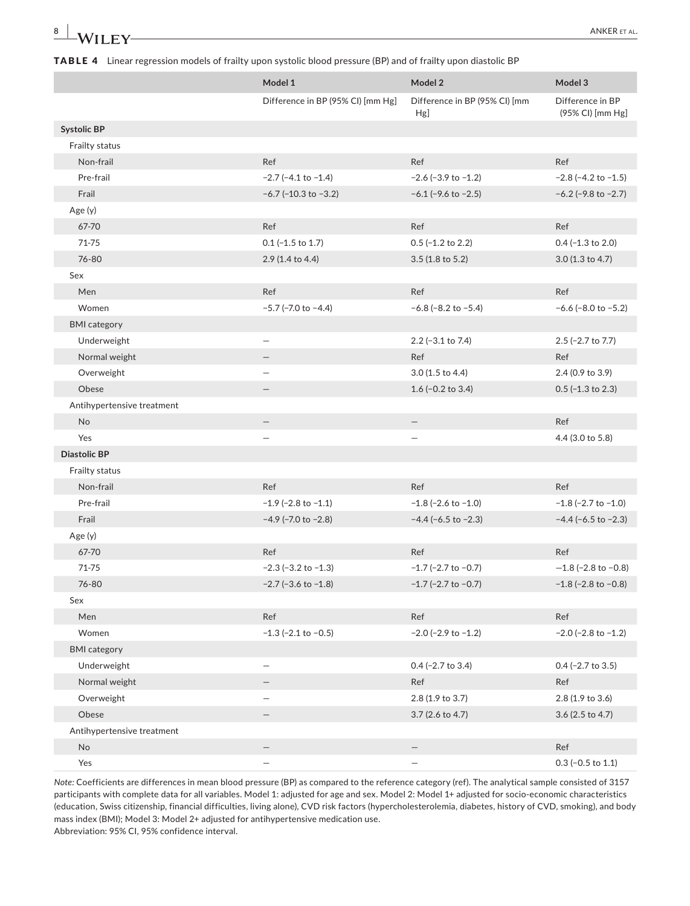**TABLE 4** Linear regression models of frailty upon systolic blood pressure (BP) and of frailty upon diastolic BP

| | Model 1 | Model 2 | Model 3 |
|---|---|---|---|
| | Difference in BP (95% CI) [mm Hg] | Difference in BP (95% CI) [mm Hg] | Difference in BP (95% CI) [mm Hg] |
| **Systolic BP** | | | |
| Frailty status | | | |
| Non-frail | Ref | Ref | Ref |
| Pre-frail | −2.7 (−4.1 to −1.4) | −2.6 (−3.9 to −1.2) | −2.8 (−4.2 to −1.5) |
| Frail | −6.7 (−10.3 to −3.2) | −6.1 (−9.6 to −2.5) | −6.2 (−9.8 to −2.7) |
| Age (y) | | | |
| 67-70 | Ref | Ref | Ref |
| 71-75 | 0.1 (−1.5 to 1.7) | 0.5 (−1.2 to 2.2) | 0.4 (−1.3 to 2.0) |
| 76-80 | 2.9 (1.4 to 4.4) | 3.5 (1.8 to 5.2) | 3.0 (1.3 to 4.7) |
| Sex | | | |
| Men | Ref | Ref | Ref |
| Women | −5.7 (−7.0 to −4.4) | −6.8 (−8.2 to −5.4) | −6.6 (−8.0 to −5.2) |
| BMI category | | | |
| Underweight | — | 2.2 (−3.1 to 7.4) | 2.5 (−2.7 to 7.7) |
| Normal weight | — | Ref | Ref |
| Overweight | — | 3.0 (1.5 to 4.4) | 2.4 (0.9 to 3.9) |
| Obese | — | 1.6 (−0.2 to 3.4) | 0.5 (−1.3 to 2.3) |
| Antihypertensive treatment | | | |
| No | — | — | Ref |
| Yes | — | — | 4.4 (3.0 to 5.8) |
| **Diastolic BP** | | | |
| Frailty status | | | |
| Non-frail | Ref | Ref | Ref |
| Pre-frail | −1.9 (−2.8 to −1.1) | −1.8 (−2.6 to −1.0) | −1.8 (−2.7 to −1.0) |
| Frail | −4.9 (−7.0 to −2.8) | −4.4 (−6.5 to −2.3) | −4.4 (−6.5 to −2.3) |
| Age (y) | | | |
| 67-70 | Ref | Ref | Ref |
| 71-75 | −2.3 (−3.2 to −1.3) | −1.7 (−2.7 to −0.7) | −1.8 (−2.8 to −0.8) |
| 76-80 | −2.7 (−3.6 to −1.8) | −1.7 (−2.7 to −0.7) | −1.8 (−2.8 to −0.8) |
| Sex | | | |
| Men | Ref | Ref | Ref |
| Women | −1.3 (−2.1 to −0.5) | −2.0 (−2.9 to −1.2) | −2.0 (−2.8 to −1.2) |
| BMI category | | | |
| Underweight | — | 0.4 (−2.7 to 3.4) | 0.4 (−2.7 to 3.5) |
| Normal weight | — | Ref | Ref |
| Overweight | — | 2.8 (1.9 to 3.7) | 2.8 (1.9 to 3.6) |
| Obese | — | 3.7 (2.6 to 4.7) | 3.6 (2.5 to 4.7) |
| Antihypertensive treatment | | | |
| No | — | — | Ref |
| Yes | — | — | 0.3 (−0.5 to 1.1) |

*Note:* Coefficients are differences in mean blood pressure (BP) as compared to the reference category (ref). The analytical sample consisted of 3157 participants with complete data for all variables. Model 1: adjusted for age and sex. Model 2: Model 1+ adjusted for socio-economic characteristics (education, Swiss citizenship, financial difficulties, living alone), CVD risk factors (hypercholesterolemia, diabetes, history of CVD, smoking), and body mass index (BMI); Model 3: Model 2+ adjusted for antihypertensive medication use.

Abbreviation: 95% CI, 95% confidence interval.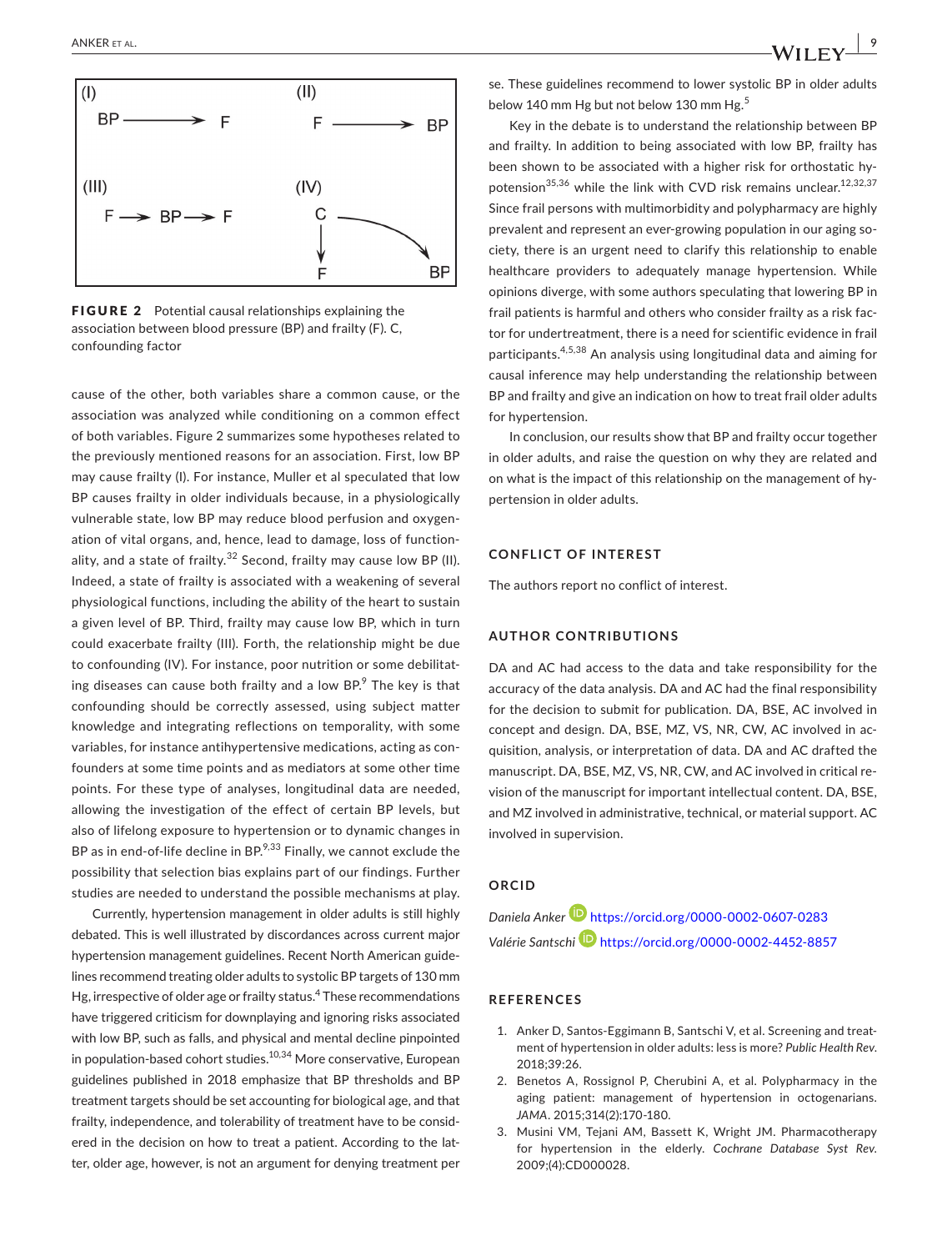FIGURE 2 Potential causal relationships explaining the association between blood pressure (BP) and frailty (F). C, confounding factor

cause of the other, both variables share a common cause, or the association was analyzed while conditioning on a common effect of both variables. Figure 2 summarizes some hypotheses related to the previously mentioned reasons for an association. First, low BP may cause frailty (I). For instance, Muller et al speculated that low BP causes frailty in older individuals because, in a physiologically vulnerable state, low BP may reduce blood perfusion and oxygenation of vital organs, and, hence, lead to damage, loss of functionality, and a state of frailty.[32] Second, frailty may cause low BP (II). Indeed, a state of frailty is associated with a weakening of several physiological functions, including the ability of the heart to sustain a given level of BP. Third, frailty may cause low BP, which in turn could exacerbate frailty (III). Forth, the relationship might be due to confounding (IV). For instance, poor nutrition or some debilitating diseases can cause both frailty and a low BP.[9] The key is that confounding should be correctly assessed, using subject matter knowledge and integrating reflections on temporality, with some variables, for instance antihypertensive medications, acting as confounders at some time points and as mediators at some other time points. For these type of analyses, longitudinal data are needed, allowing the investigation of the effect of certain BP levels, but also of lifelong exposure to hypertension or to dynamic changes in BP as in end-of-life decline in BP.[9,33] Finally, we cannot exclude the possibility that selection bias explains part of our findings. Further studies are needed to understand the possible mechanisms at play.

Currently, hypertension management in older adults is still highly debated. This is well illustrated by discordances across current major hypertension management guidelines. Recent North American guidelines recommend treating older adults to systolic BP targets of 130 mm Hg, irrespective of older age or frailty status.[4] These recommendations have triggered criticism for downplaying and ignoring risks associated with low BP, such as falls, and physical and mental decline pinpointed in population-based cohort studies.[10,34] More conservative, European guidelines published in 2018 emphasize that BP thresholds and BP treatment targets should be set accounting for biological age, and that frailty, independence, and tolerability of treatment have to be considered in the decision on how to treat a patient. According to the latter, older age, however, is not an argument for denying treatment per se. These guidelines recommend to lower systolic BP in older adults below 140 mm Hg but not below 130 mm Hg.[5]

Key in the debate is to understand the relationship between BP and frailty. In addition to being associated with low BP, frailty has been shown to be associated with a higher risk for orthostatic hypotension[35,36] while the link with CVD risk remains unclear.[12,32,37] Since frail persons with multimorbidity and polypharmacy are highly prevalent and represent an ever-growing population in our aging society, there is an urgent need to clarify this relationship to enable healthcare providers to adequately manage hypertension. While opinions diverge, with some authors speculating that lowering BP in frail patients is harmful and others who consider frailty as a risk factor for undertreatment, there is a need for scientific evidence in frail participants.[4,5,38] An analysis using longitudinal data and aiming for causal inference may help understanding the relationship between BP and frailty and give an indication on how to treat frail older adults for hypertension.

In conclusion, our results show that BP and frailty occur together in older adults, and raise the question on why they are related and on what is the impact of this relationship on the management of hypertension in older adults.

## CONFLICT OF INTEREST

The authors report no conflict of interest.

## AUTHOR CONTRIBUTIONS

DA and AC had access to the data and take responsibility for the accuracy of the data analysis. DA and AC had the final responsibility for the decision to submit for publication. DA, BSE, AC involved in concept and design. DA, BSE, MZ, VS, NR, CW, AC involved in acquisition, analysis, or interpretation of data. DA and AC drafted the manuscript. DA, BSE, MZ, VS, NR, CW, and AC involved in critical revision of the manuscript for important intellectual content. DA, BSE, and MZ involved in administrative, technical, or material support. AC involved in supervision.

## ORCID

*Daniela Anker* https://orcid.org/0000-0002-0607-0283

*Valérie Santschi* https://orcid.org/0000-0002-4452-8857

## REFERENCES

1. Anker D, Santos-Eggimann B, Santschi V, et al. Screening and treatment of hypertension in older adults: less is more? *Public Health Rev*. 2018;39:26.
2. Benetos A, Rossignol P, Cherubini A, et al. Polypharmacy in the aging patient: management of hypertension in octogenarians. *JAMA*. 2015;314(2):170-180.
3. Musini VM, Tejani AM, Bassett K, Wright JM. Pharmacotherapy for hypertension in the elderly. *Cochrane Database Syst Rev*. 2009;(4):CD000028.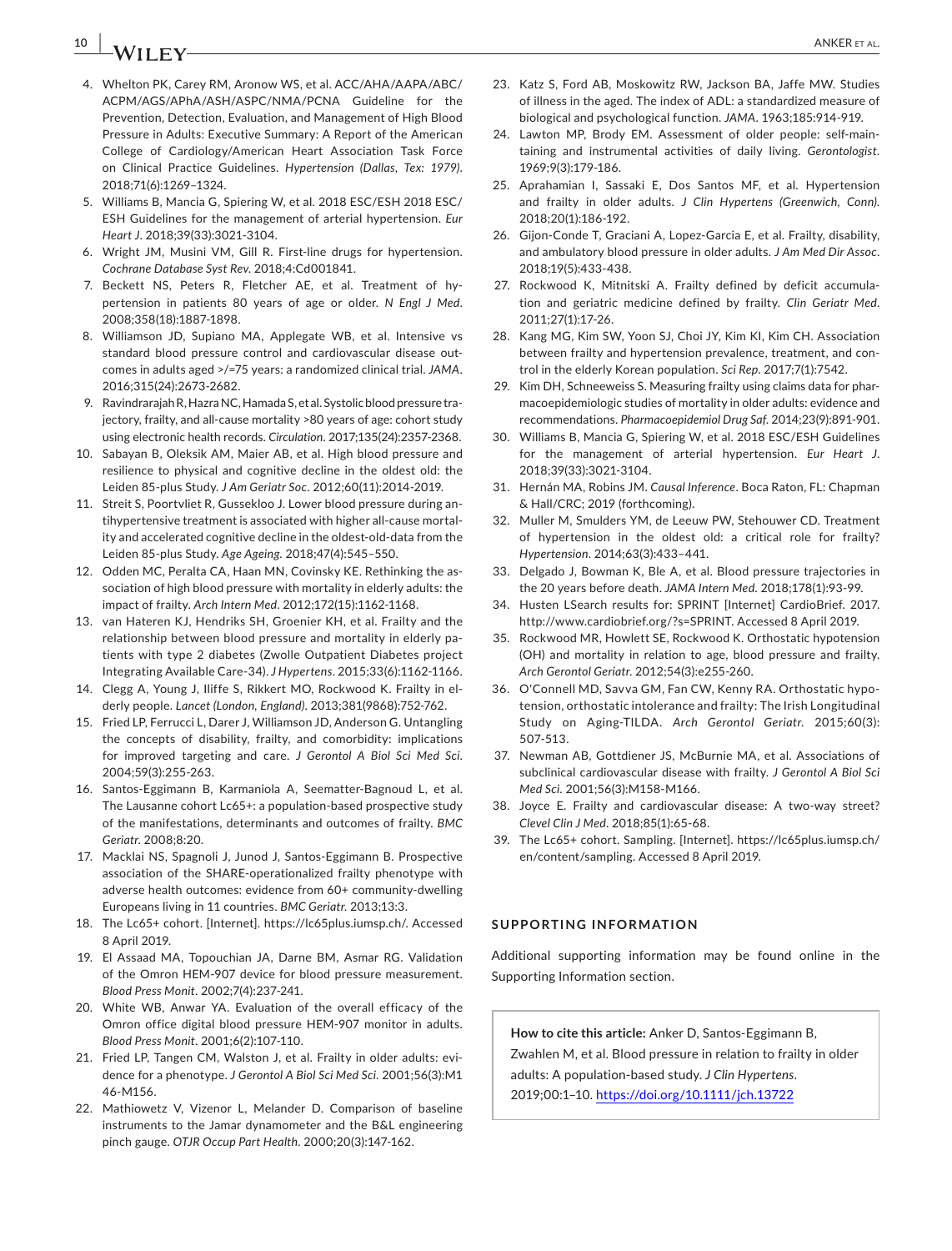4. Whelton PK, Carey RM, Aronow WS, et al. ACC/AHA/AAPA/ABC/ACPM/AGS/APhA/ASH/ASPC/NMA/PCNA Guideline for the Prevention, Detection, Evaluation, and Management of High Blood Pressure in Adults: Executive Summary: A Report of the American College of Cardiology/American Heart Association Task Force on Clinical Practice Guidelines. *Hypertension (Dallas, Tex: 1979)*. 2018;71(6):1269–1324.
5. Williams B, Mancia G, Spiering W, et al. 2018 ESC/ESH 2018 ESC/ESH Guidelines for the management of arterial hypertension. *Eur Heart J*. 2018;39(33):3021-3104.
6. Wright JM, Musini VM, Gill R. First-line drugs for hypertension. *Cochrane Database Syst Rev*. 2018;4:Cd001841.
7. Beckett NS, Peters R, Fletcher AE, et al. Treatment of hypertension in patients 80 years of age or older. *N Engl J Med*. 2008;358(18):1887-1898.
8. Williamson JD, Supiano MA, Applegate WB, et al. Intensive vs standard blood pressure control and cardiovascular disease outcomes in adults aged >/=75 years: a randomized clinical trial. *JAMA*. 2016;315(24):2673-2682.
9. Ravindrarajah R, Hazra NC, Hamada S, et al. Systolic blood pressure trajectory, frailty, and all-cause mortality >80 years of age: cohort study using electronic health records. *Circulation*. 2017;135(24):2357-2368.
10. Sabayan B, Oleksik AM, Maier AB, et al. High blood pressure and resilience to physical and cognitive decline in the oldest old: the Leiden 85-plus Study. *J Am Geriatr Soc*. 2012;60(11):2014-2019.
11. Streit S, Poortvliet R, Gussekloo J. Lower blood pressure during antihypertensive treatment is associated with higher all-cause mortality and accelerated cognitive decline in the oldest-old-data from the Leiden 85-plus Study. *Age Ageing*. 2018;47(4):545–550.
12. Odden MC, Peralta CA, Haan MN, Covinsky KE. Rethinking the association of high blood pressure with mortality in elderly adults: the impact of frailty. *Arch Intern Med*. 2012;172(15):1162-1168.
13. van Hateren KJ, Hendriks SH, Groenier KH, et al. Frailty and the relationship between blood pressure and mortality in elderly patients with type 2 diabetes (Zwolle Outpatient Diabetes project Integrating Available Care-34). *J Hypertens*. 2015;33(6):1162-1166.
14. Clegg A, Young J, Iliffe S, Rikkert MO, Rockwood K. Frailty in elderly people. *Lancet (London, England)*. 2013;381(9868):752-762.
15. Fried LP, Ferrucci L, Darer J, Williamson JD, Anderson G. Untangling the concepts of disability, frailty, and comorbidity: implications for improved targeting and care. *J Gerontol A Biol Sci Med Sci*. 2004;59(3):255-263.
16. Santos-Eggimann B, Karmaniola A, Seematter-Bagnoud L, et al. The Lausanne cohort Lc65+: a population-based prospective study of the manifestations, determinants and outcomes of frailty. *BMC Geriatr*. 2008;8:20.
17. Macklai NS, Spagnoli J, Junod J, Santos-Eggimann B. Prospective association of the SHARE-operationalized frailty phenotype with adverse health outcomes: evidence from 60+ community-dwelling Europeans living in 11 countries. *BMC Geriatr*. 2013;13:3.
18. The Lc65+ cohort. [Internet]. https://lc65plus.iumsp.ch/. Accessed 8 April 2019.
19. El Assaad MA, Topouchian JA, Darne BM, Asmar RG. Validation of the Omron HEM-907 device for blood pressure measurement. *Blood Press Monit*. 2002;7(4):237-241.
20. White WB, Anwar YA. Evaluation of the overall efficacy of the Omron office digital blood pressure HEM-907 monitor in adults. *Blood Press Monit*. 2001;6(2):107-110.
21. Fried LP, Tangen CM, Walston J, et al. Frailty in older adults: evidence for a phenotype. *J Gerontol A Biol Sci Med Sci*. 2001;56(3):M146-M156.
22. Mathiowetz V, Vizenor L, Melander D. Comparison of baseline instruments to the Jamar dynamometer and the B&L engineering pinch gauge. *OTJR Occup Part Health*. 2000;20(3):147-162.
23. Katz S, Ford AB, Moskowitz RW, Jackson BA, Jaffe MW. Studies of illness in the aged. The index of ADL: a standardized measure of biological and psychological function. *JAMA*. 1963;185:914-919.
24. Lawton MP, Brody EM. Assessment of older people: self-maintaining and instrumental activities of daily living. *Gerontologist*. 1969;9(3):179-186.
25. Aprahamian I, Sassaki E, Dos Santos MF, et al. Hypertension and frailty in older adults. *J Clin Hypertens (Greenwich, Conn)*. 2018;20(1):186-192.
26. Gijon-Conde T, Graciani A, Lopez-Garcia E, et al. Frailty, disability, and ambulatory blood pressure in older adults. *J Am Med Dir Assoc*. 2018;19(5):433-438.
27. Rockwood K, Mitnitski A. Frailty defined by deficit accumulation and geriatric medicine defined by frailty. *Clin Geriatr Med*. 2011;27(1):17-26.
28. Kang MG, Kim SW, Yoon SJ, Choi JY, Kim KI, Kim CH. Association between frailty and hypertension prevalence, treatment, and control in the elderly Korean population. *Sci Rep*. 2017;7(1):7542.
29. Kim DH, Schneeweiss S. Measuring frailty using claims data for pharmacoepidemiologic studies of mortality in older adults: evidence and recommendations. *Pharmacoepidemiol Drug Saf*. 2014;23(9):891-901.
30. Williams B, Mancia G, Spiering W, et al. 2018 ESC/ESH Guidelines for the management of arterial hypertension. *Eur Heart J*. 2018;39(33):3021-3104.
31. Hernán MA, Robins JM. *Causal Inference*. Boca Raton, FL: Chapman & Hall/CRC; 2019 (forthcoming).
32. Muller M, Smulders YM, de Leeuw PW, Stehouwer CD. Treatment of hypertension in the oldest old: a critical role for frailty? *Hypertension*. 2014;63(3):433–441.
33. Delgado J, Bowman K, Ble A, et al. Blood pressure trajectories in the 20 years before death. *JAMA Intern Med*. 2018;178(1):93-99.
34. Husten LSearch results for: SPRINT [Internet] CardioBrief. 2017. http://www.cardiobrief.org/?s=SPRINT. Accessed 8 April 2019.
35. Rockwood MR, Howlett SE, Rockwood K. Orthostatic hypotension (OH) and mortality in relation to age, blood pressure and frailty. *Arch Gerontol Geriatr*. 2012;54(3):e255-260.
36. O'Connell MD, Savva GM, Fan CW, Kenny RA. Orthostatic hypotension, orthostatic intolerance and frailty: The Irish Longitudinal Study on Aging-TILDA. *Arch Gerontol Geriatr*. 2015;60(3): 507-513.
37. Newman AB, Gottdiener JS, McBurnie MA, et al. Associations of subclinical cardiovascular disease with frailty. *J Gerontol A Biol Sci Med Sci*. 2001;56(3):M158-M166.
38. Joyce E. Frailty and cardiovascular disease: A two-way street? *Clevel Clin J Med*. 2018;85(1):65-68.
39. The Lc65+ cohort. Sampling. [Internet]. https://lc65plus.iumsp.ch/en/content/sampling. Accessed 8 April 2019.

## SUPPORTING INFORMATION

Additional supporting information may be found online in the Supporting Information section.

**How to cite this article:** Anker D, Santos-Eggimann B, Zwahlen M, et al. Blood pressure in relation to frailty in older adults: A population-based study. *J Clin Hypertens*. 2019;00:1–10. https://doi.org/10.1111/jch.13722